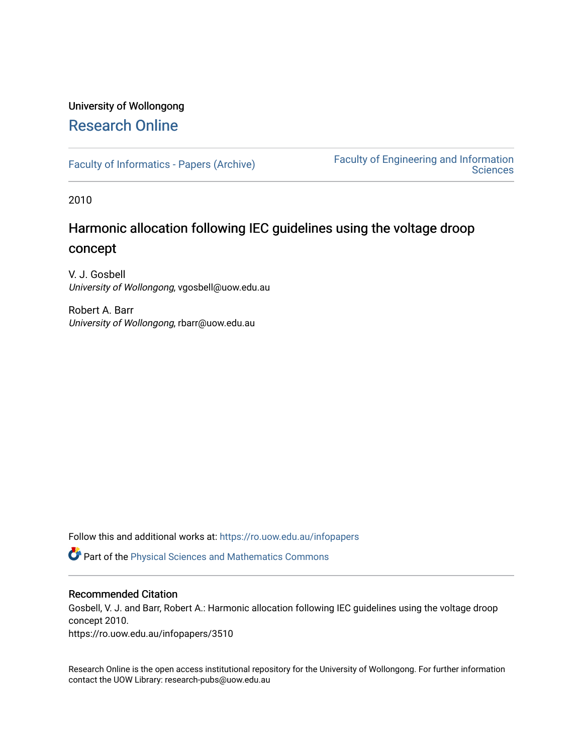University of Wollongong

# Research Online

Faculty of Informatics - Papers (Archive)

Faculty of Engineering and Information Sciences

2010

## Harmonic allocation following IEC guidelines using the voltage droop concept

V. J. Gosbell
*University of Wollongong*, vgosbell@uow.edu.au

Robert A. Barr
*University of Wollongong*, rbarr@uow.edu.au

Follow this and additional works at: https://ro.uow.edu.au/infopapers

Part of the Physical Sciences and Mathematics Commons

### Recommended Citation

Gosbell, V. J. and Barr, Robert A.: Harmonic allocation following IEC guidelines using the voltage droop concept 2010.
https://ro.uow.edu.au/infopapers/3510

Research Online is the open access institutional repository for the University of Wollongong. For further information contact the UOW Library: research-pubs@uow.edu.au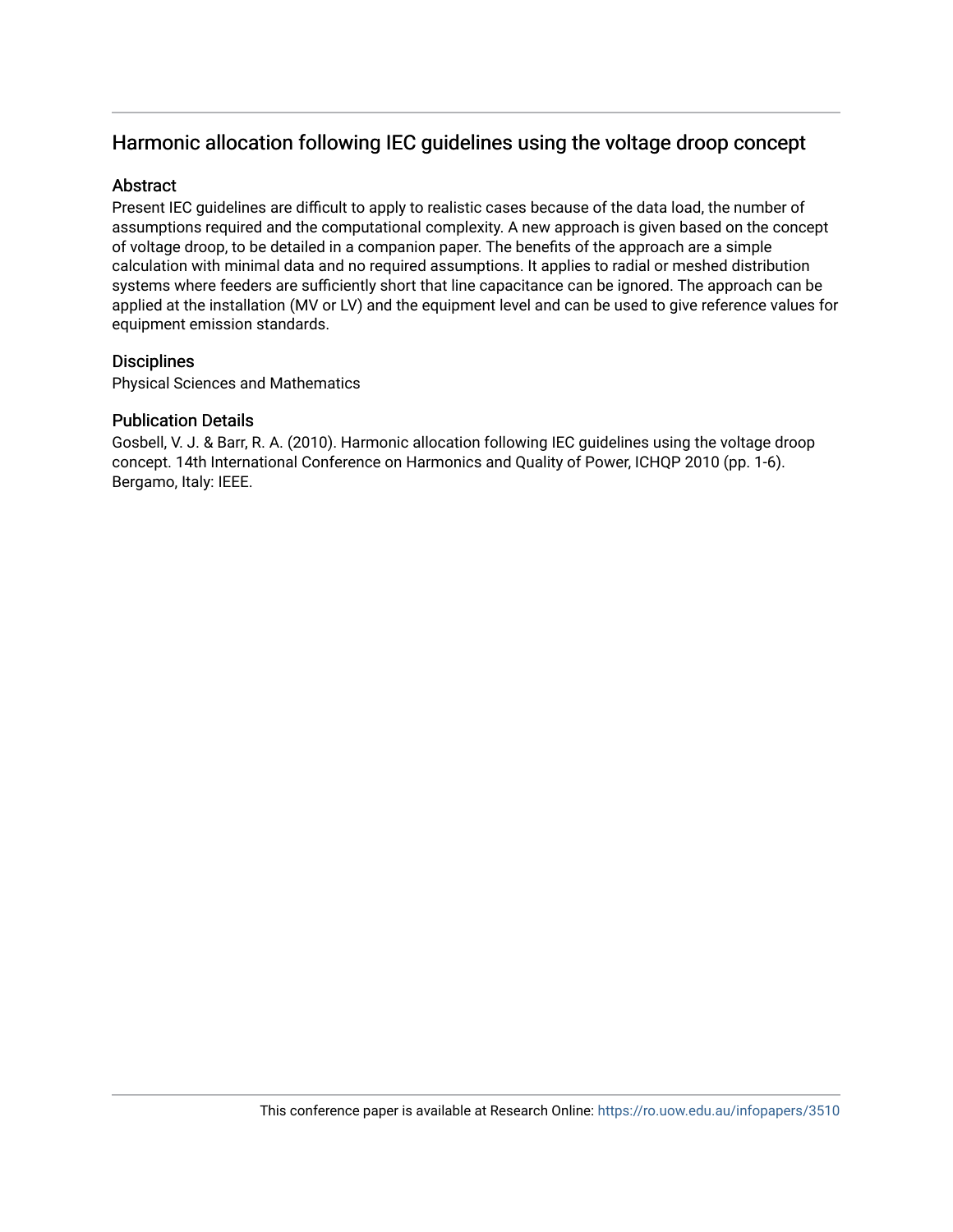## Harmonic allocation following IEC guidelines using the voltage droop concept

### Abstract

Present IEC guidelines are difficult to apply to realistic cases because of the data load, the number of assumptions required and the computational complexity. A new approach is given based on the concept of voltage droop, to be detailed in a companion paper. The benefits of the approach are a simple calculation with minimal data and no required assumptions. It applies to radial or meshed distribution systems where feeders are sufficiently short that line capacitance can be ignored. The approach can be applied at the installation (MV or LV) and the equipment level and can be used to give reference values for equipment emission standards.

### Disciplines

Physical Sciences and Mathematics

### Publication Details

Gosbell, V. J. & Barr, R. A. (2010). Harmonic allocation following IEC guidelines using the voltage droop concept. 14th International Conference on Harmonics and Quality of Power, ICHQP 2010 (pp. 1-6). Bergamo, Italy: IEEE.

This conference paper is available at Research Online: https://ro.uow.edu.au/infopapers/3510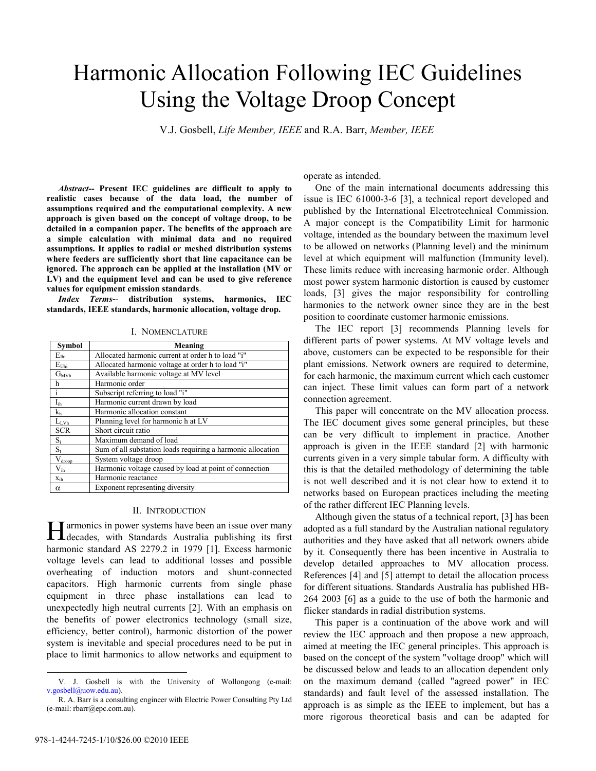# Harmonic Allocation Following IEC Guidelines Using the Voltage Droop Concept

V.J. Gosbell, *Life Member, IEEE* and R.A. Barr, *Member, IEEE*

***Abstract*****-- Present IEC guidelines are difficult to apply to realistic cases because of the data load, the number of assumptions required and the computational complexity. A new approach is given based on the concept of voltage droop, to be detailed in a companion paper. The benefits of the approach are a simple calculation with minimal data and no required assumptions. It applies to radial or meshed distribution systems where feeders are sufficiently short that line capacitance can be ignored. The approach can be applied at the installation (MV or LV) and the equipment level and can be used to give reference values for equipment emission standards**.

***Index Terms*****-- distribution systems, harmonics, IEC standards, IEEE standards, harmonic allocation, voltage drop.**

## I. Nomenclature

| Symbol | Meaning |
|---|---|
| $E_{Ihi}$ | Allocated harmonic current at order h to load "i" |
| $E_{Uhi}$ | Allocated harmonic voltage at order h to load "i" |
| $G_{MVh}$ | Available harmonic voltage at MV level |
| h | Harmonic order |
| i | Subscript referring to load "i" |
| $I_{ih}$ | Harmonic current drawn by load |
| $k_h$ | Harmonic allocation constant |
| $L_{LVh}$ | Planning level for harmonic h at LV |
| SCR | Short circuit ratio |
| $S_i$ | Maximum demand of load |
| $S_t$ | Sum of all substation loads requiring a harmonic allocation |
| $V_{droop}$ | System voltage droop |
| $V_{ih}$ | Harmonic voltage caused by load at point of connection |
| $x_{ih}$ | Harmonic reactance |
| $\alpha$ | Exponent representing diversity |

## II. Introduction

Harmonics in power systems have been an issue over many decades, with Standards Australia publishing its first harmonic standard AS 2279.2 in 1979 [1]. Excess harmonic voltage levels can lead to additional losses and possible overheating of induction motors and shunt-connected capacitors. High harmonic currents from single phase equipment in three phase installations can lead to unexpectedly high neutral currents [2]. With an emphasis on the benefits of power electronics technology (small size, efficiency, better control), harmonic distortion of the power system is inevitable and special procedures need to be put in place to limit harmonics to allow networks and equipment to operate as intended.

One of the main international documents addressing this issue is IEC 61000-3-6 [3], a technical report developed and published by the International Electrotechnical Commission. A major concept is the Compatibility Limit for harmonic voltage, intended as the boundary between the maximum level to be allowed on networks (Planning level) and the minimum level at which equipment will malfunction (Immunity level). These limits reduce with increasing harmonic order. Although most power system harmonic distortion is caused by customer loads, [3] gives the major responsibility for controlling harmonics to the network owner since they are in the best position to coordinate customer harmonic emissions.

The IEC report [3] recommends Planning levels for different parts of power systems. At MV voltage levels and above, customers can be expected to be responsible for their plant emissions. Network owners are required to determine, for each harmonic, the maximum current which each customer can inject. These limit values can form part of a network connection agreement.

This paper will concentrate on the MV allocation process. The IEC document gives some general principles, but these can be very difficult to implement in practice. Another approach is given in the IEEE standard [2] with harmonic currents given in a very simple tabular form. A difficulty with this is that the detailed methodology of determining the table is not well described and it is not clear how to extend it to networks based on European practices including the meeting of the rather different IEC Planning levels.

Although given the status of a technical report, [3] has been adopted as a full standard by the Australian national regulatory authorities and they have asked that all network owners abide by it. Consequently there has been incentive in Australia to develop detailed approaches to MV allocation process. References [4] and [5] attempt to detail the allocation process for different situations. Standards Australia has published HB-264 2003 [6] as a guide to the use of both the harmonic and flicker standards in radial distribution systems.

This paper is a continuation of the above work and will review the IEC approach and then propose a new approach, aimed at meeting the IEC general principles. This approach is based on the concept of the system "voltage droop" which will be discussed below and leads to an allocation dependent only on the maximum demand (called "agreed power" in IEC standards) and fault level of the assessed installation. The approach is as simple as the IEEE to implement, but has a more rigorous theoretical basis and can be adapted for

---

V. J. Gosbell is with the University of Wollongong (e-mail: v.gosbell@uow.edu.au).

R. A. Barr is a consulting engineer with Electric Power Consulting Pty Ltd (e-mail: rbarr@epc.com.au).

978-1-4244-7245-1/10/$26.00 ©2010 IEEE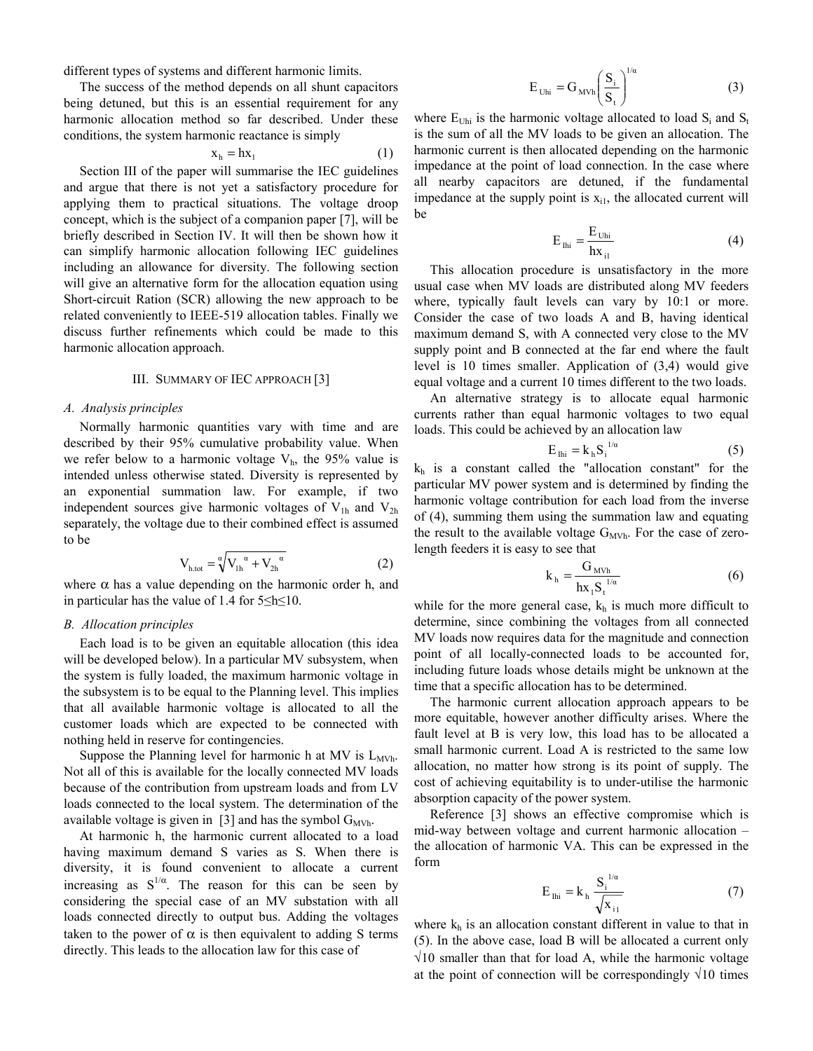different types of systems and different harmonic limits.

The success of the method depends on all shunt capacitors being detuned, but this is an essential requirement for any harmonic allocation method so far described. Under these conditions, the system harmonic reactance is simply

$$x_h = hx_1 \tag{1}$$

Section III of the paper will summarise the IEC guidelines and argue that there is not yet a satisfactory procedure for applying them to practical situations. The voltage droop concept, which is the subject of a companion paper [7], will be briefly described in Section IV. It will then be shown how it can simplify harmonic allocation following IEC guidelines including an allowance for diversity. The following section will give an alternative form for the allocation equation using Short-circuit Ration (SCR) allowing the new approach to be related conveniently to IEEE-519 allocation tables. Finally we discuss further refinements which could be made to this harmonic allocation approach.

## III. Summary of IEC approach [3]

### A. Analysis principles

Normally harmonic quantities vary with time and are described by their 95% cumulative probability value. When we refer below to a harmonic voltage $V_h$, the 95% value is intended unless otherwise stated. Diversity is represented by an exponential summation law. For example, if two independent sources give harmonic voltages of $V_{1h}$ and $V_{2h}$ separately, the voltage due to their combined effect is assumed to be

$$V_{h.tot} = \sqrt[\alpha]{V_{1h}^{\ \alpha} + V_{2h}^{\ \alpha}} \tag{2}$$

where $\alpha$ has a value depending on the harmonic order h, and in particular has the value of 1.4 for $5 \leq h \leq 10$.

### B. Allocation principles

Each load is to be given an equitable allocation (this idea will be developed below). In a particular MV subsystem, when the system is fully loaded, the maximum harmonic voltage in the subsystem is to be equal to the Planning level. This implies that all available harmonic voltage is allocated to all the customer loads which are expected to be connected with nothing held in reserve for contingencies.

Suppose the Planning level for harmonic h at MV is $L_{MVh}$. Not all of this is available for the locally connected MV loads because of the contribution from upstream loads and from LV loads connected to the local system. The determination of the available voltage is given in [3] and has the symbol $G_{MVh}$.

At harmonic h, the harmonic current allocated to a load having maximum demand S varies as S. When there is diversity, it is found convenient to allocate a current increasing as $S^{1/\alpha}$. The reason for this can be seen by considering the special case of an MV substation with all loads connected directly to output bus. Adding the voltages taken to the power of $\alpha$ is then equivalent to adding S terms directly. This leads to the allocation law for this case of

$$E_{Uhi} = G_{MVh}\left(\frac{S_i}{S_t}\right)^{1/\alpha} \tag{3}$$

where $E_{Uhi}$ is the harmonic voltage allocated to load $S_i$ and $S_t$ is the sum of all the MV loads to be given an allocation. The harmonic current is then allocated depending on the harmonic impedance at the point of load connection. In the case where all nearby capacitors are detuned, if the fundamental impedance at the supply point is $x_{i1}$, the allocated current will be

$$E_{Ihi} = \frac{E_{Uhi}}{hx_{i1}} \tag{4}$$

This allocation procedure is unsatisfactory in the more usual case when MV loads are distributed along MV feeders where, typically fault levels can vary by 10:1 or more. Consider the case of two loads A and B, having identical maximum demand S, with A connected very close to the MV supply point and B connected at the far end where the fault level is 10 times smaller. Application of (3,4) would give equal voltage and a current 10 times different to the two loads.

An alternative strategy is to allocate equal harmonic currents rather than equal harmonic voltages to two equal loads. This could be achieved by an allocation law

$$E_{Ihi} = k_h S_i^{\ 1/\alpha} \tag{5}$$

$k_h$ is a constant called the "allocation constant" for the particular MV power system and is determined by finding the harmonic voltage contribution for each load from the inverse of (4), summing them using the summation law and equating the result to the available voltage $G_{MVh}$. For the case of zero-length feeders it is easy to see that

$$k_h = \frac{G_{MVh}}{hx_1 S_t^{\ 1/\alpha}} \tag{6}$$

while for the more general case, $k_h$ is much more difficult to determine, since combining the voltages from all connected MV loads now requires data for the magnitude and connection point of all locally-connected loads to be accounted for, including future loads whose details might be unknown at the time that a specific allocation has to be determined.

The harmonic current allocation approach appears to be more equitable, however another difficulty arises. Where the fault level at B is very low, this load has to be allocated a small harmonic current. Load A is restricted to the same low allocation, no matter how strong is its point of supply. The cost of achieving equitability is to under-utilise the harmonic absorption capacity of the power system.

Reference [3] shows an effective compromise which is mid-way between voltage and current harmonic allocation – the allocation of harmonic VA. This can be expressed in the form

$$E_{Ihi} = k_h \frac{S_i^{\ 1/\alpha}}{\sqrt{x_{i1}}} \tag{7}$$

where $k_h$ is an allocation constant different in value to that in (5). In the above case, load B will be allocated a current only $\sqrt{10}$ smaller than that for load A, while the harmonic voltage at the point of connection will be correspondingly $\sqrt{10}$ times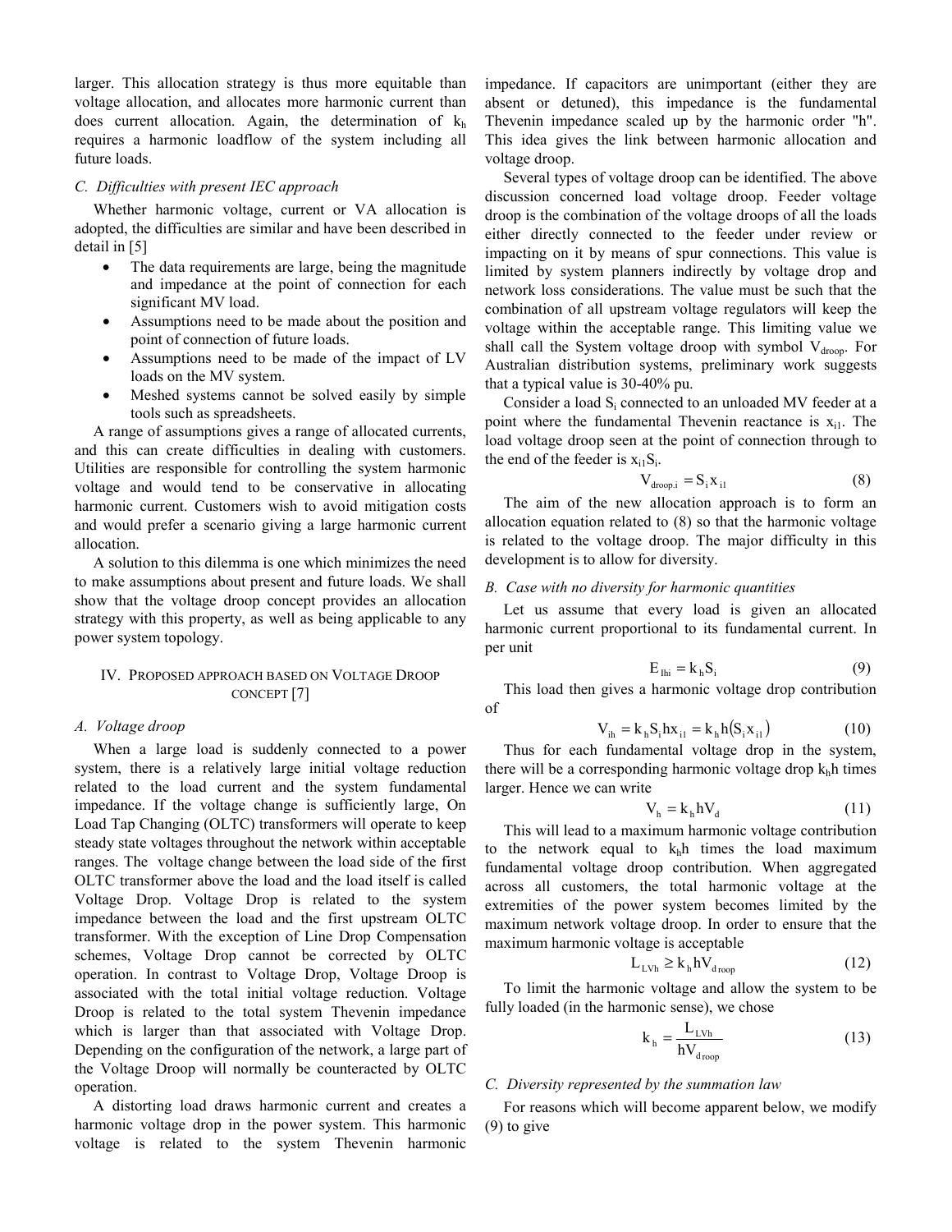larger. This allocation strategy is thus more equitable than voltage allocation, and allocates more harmonic current than does current allocation. Again, the determination of $k_h$ requires a harmonic loadflow of the system including all future loads.

### C. Difficulties with present IEC approach

Whether harmonic voltage, current or VA allocation is adopted, the difficulties are similar and have been described in detail in [5]

- The data requirements are large, being the magnitude and impedance at the point of connection for each significant MV load.
- Assumptions need to be made about the position and point of connection of future loads.
- Assumptions need to be made of the impact of LV loads on the MV system.
- Meshed systems cannot be solved easily by simple tools such as spreadsheets.

A range of assumptions gives a range of allocated currents, and this can create difficulties in dealing with customers. Utilities are responsible for controlling the system harmonic voltage and would tend to be conservative in allocating harmonic current. Customers wish to avoid mitigation costs and would prefer a scenario giving a large harmonic current allocation.

A solution to this dilemma is one which minimizes the need to make assumptions about present and future loads. We shall show that the voltage droop concept provides an allocation strategy with this property, as well as being applicable to any power system topology.

## IV. Proposed approach based on Voltage Droop concept [7]

### A. Voltage droop

When a large load is suddenly connected to a power system, there is a relatively large initial voltage reduction related to the load current and the system fundamental impedance. If the voltage change is sufficiently large, On Load Tap Changing (OLTC) transformers will operate to keep steady state voltages throughout the network within acceptable ranges. The voltage change between the load side of the first OLTC transformer above the load and the load itself is called Voltage Drop. Voltage Drop is related to the system impedance between the load and the first upstream OLTC transformer. With the exception of Line Drop Compensation schemes, Voltage Drop cannot be corrected by OLTC operation. In contrast to Voltage Drop, Voltage Droop is associated with the total initial voltage reduction. Voltage Droop is related to the total system Thevenin impedance which is larger than that associated with Voltage Drop. Depending on the configuration of the network, a large part of the Voltage Droop will normally be counteracted by OLTC operation.

A distorting load draws harmonic current and creates a harmonic voltage drop in the power system. This harmonic voltage is related to the system Thevenin harmonic impedance. If capacitors are unimportant (either they are absent or detuned), this impedance is the fundamental Thevenin impedance scaled up by the harmonic order "h". This idea gives the link between harmonic allocation and voltage droop.

Several types of voltage droop can be identified. The above discussion concerned load voltage droop. Feeder voltage droop is the combination of the voltage droops of all the loads either directly connected to the feeder under review or impacting on it by means of spur connections. This value is limited by system planners indirectly by voltage drop and network loss considerations. The value must be such that the combination of all upstream voltage regulators will keep the voltage within the acceptable range. This limiting value we shall call the System voltage droop with symbol $V_{droop}$. For Australian distribution systems, preliminary work suggests that a typical value is 30-40% pu.

Consider a load $S_i$ connected to an unloaded MV feeder at a point where the fundamental Thevenin reactance is $x_{i1}$. The load voltage droop seen at the point of connection through to the end of the feeder is $x_{i1}S_i$.

$$V_{droop,i} = S_i x_{i1} \tag{8}$$

The aim of the new allocation approach is to form an allocation equation related to (8) so that the harmonic voltage is related to the voltage droop. The major difficulty in this development is to allow for diversity.

### B. Case with no diversity for harmonic quantities

Let us assume that every load is given an allocated harmonic current proportional to its fundamental current. In per unit

$$E_{Ihi} = k_h S_i \tag{9}$$

This load then gives a harmonic voltage drop contribution of

$$V_{ih} = k_h S_i h x_{i1} = k_h h (S_i x_{i1}) \tag{10}$$

Thus for each fundamental voltage drop in the system, there will be a corresponding harmonic voltage drop $k_h h$ times larger. Hence we can write

$$V_h = k_h h V_d \tag{11}$$

This will lead to a maximum harmonic voltage contribution to the network equal to $k_h h$ times the load maximum fundamental voltage droop contribution. When aggregated across all customers, the total harmonic voltage at the extremities of the power system becomes limited by the maximum network voltage droop. In order to ensure that the maximum harmonic voltage is acceptable

$$L_{LVh} \geq k_h h V_{droop} \tag{12}$$

To limit the harmonic voltage and allow the system to be fully loaded (in the harmonic sense), we chose

$$k_h = \frac{L_{LVh}}{h V_{droop}} \tag{13}$$

### C. Diversity represented by the summation law

For reasons which will become apparent below, we modify (9) to give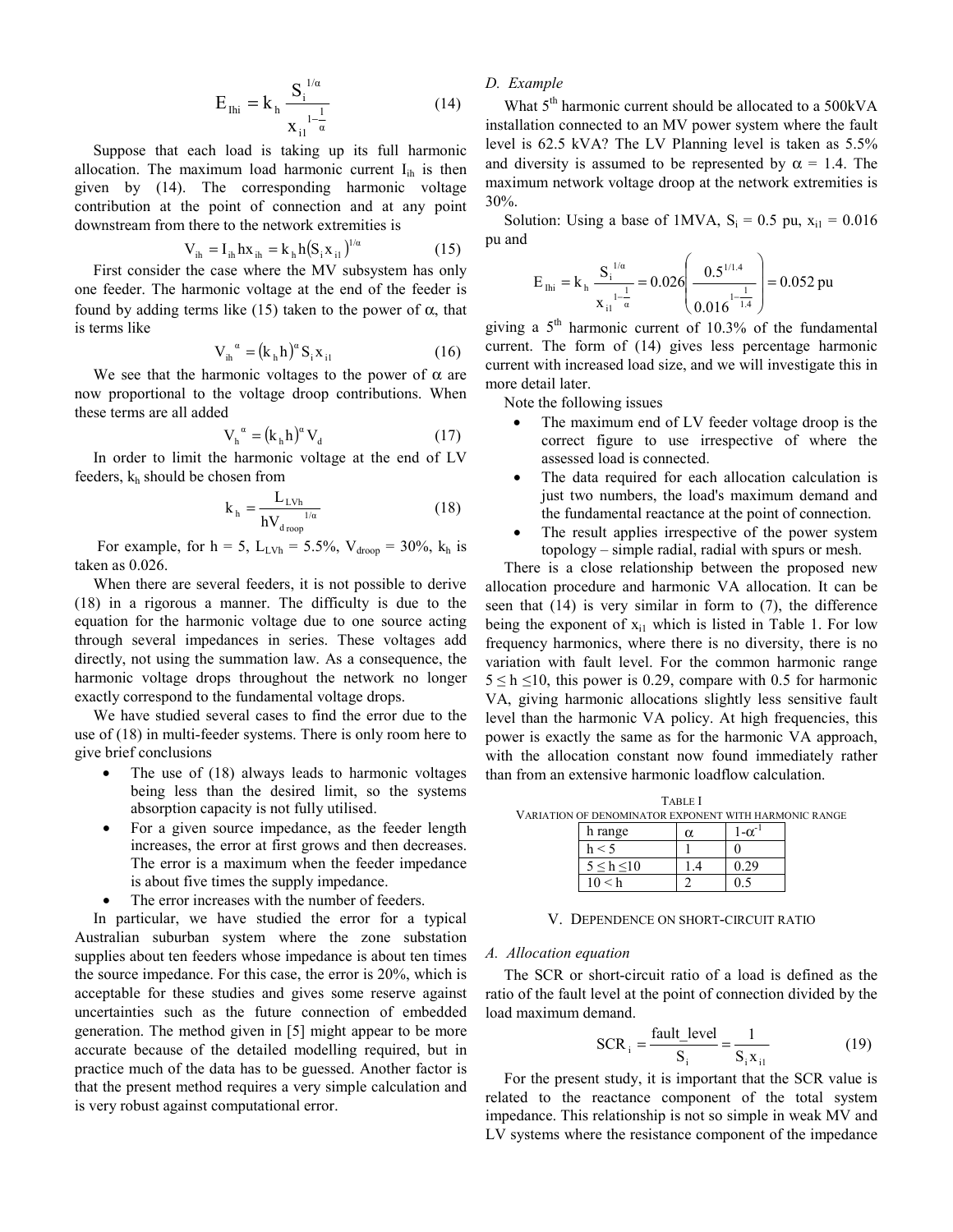$$E_{Ihi} = k_h \frac{S_i^{1/\alpha}}{x_{i1}^{1-\frac{1}{\alpha}}} \tag{14}$$

Suppose that each load is taking up its full harmonic allocation. The maximum load harmonic current $I_{ih}$ is then given by (14). The corresponding harmonic voltage contribution at the point of connection and at any point downstream from there to the network extremities is

$$V_{ih} = I_{ih} h x_{ih} = k_h h (S_i x_{i1})^{1/\alpha} \tag{15}$$

First consider the case where the MV subsystem has only one feeder. The harmonic voltage at the end of the feeder is found by adding terms like (15) taken to the power of α, that is terms like

$$V_{ih}^{\alpha} = (k_h h)^{\alpha} S_i x_{i1} \tag{16}$$

We see that the harmonic voltages to the power of α are now proportional to the voltage droop contributions. When these terms are all added

$$V_h^{\alpha} = (k_h h)^{\alpha} V_d \tag{17}$$

In order to limit the harmonic voltage at the end of LV feeders, $k_h$ should be chosen from

$$k_h = \frac{L_{LVh}}{h V_{droop}^{1/\alpha}} \tag{18}$$

For example, for h = 5, $L_{LVh}$ = 5.5%, $V_{droop}$ = 30%, $k_h$ is taken as 0.026.

When there are several feeders, it is not possible to derive (18) in a rigorous manner. The difficulty is due to the equation for the harmonic voltage due to one source acting through several impedances in series. These voltages add directly, not using the summation law. As a consequence, the harmonic voltage drops throughout the network no longer exactly correspond to the fundamental voltage drops.

We have studied several cases to find the error due to the use of (18) in multi-feeder systems. There is only room here to give brief conclusions

- The use of (18) always leads to harmonic voltages being less than the desired limit, so the systems absorption capacity is not fully utilised.
- For a given source impedance, as the feeder length increases, the error at first grows and then decreases. The error is a maximum when the feeder impedance is about five times the supply impedance.
- The error increases with the number of feeders.

In particular, we have studied the error for a typical Australian suburban system where the zone substation supplies about ten feeders whose impedance is about ten times the source impedance. For this case, the error is 20%, which is acceptable for these studies and gives some reserve against uncertainties such as the future connection of embedded generation. The method given in [5] might appear to be more accurate because of the detailed modelling required, but in practice much of the data has to be guessed. Another factor is that the present method requires a very simple calculation and is very robust against computational error.

### D. Example

What 5th harmonic current should be allocated to a 500kVA installation connected to an MV power system where the fault level is 62.5 kVA? The LV Planning level is taken as 5.5% and diversity is assumed to be represented by α = 1.4. The maximum network voltage droop at the network extremities is 30%.

Solution: Using a base of 1MVA, $S_i$ = 0.5 pu, $x_{i1}$ = 0.016 pu and

$$E_{Ihi} = k_h \frac{S_i^{1/\alpha}}{x_{i1}^{1-\frac{1}{\alpha}}} = 0.026\left(\frac{0.5^{1/1.4}}{0.016^{1-\frac{1}{1.4}}}\right) = 0.052 \text{ pu}$$

giving a 5th harmonic current of 10.3% of the fundamental current. The form of (14) gives less percentage harmonic current with increased load size, and we will investigate this in more detail later.

Note the following issues

- The maximum end of LV feeder voltage droop is the correct figure to use irrespective of where the assessed load is connected.
- The data required for each allocation calculation is just two numbers, the load's maximum demand and the fundamental reactance at the point of connection.
- The result applies irrespective of the power system topology – simple radial, radial with spurs or mesh.

There is a close relationship between the proposed new allocation procedure and harmonic VA allocation. It can be seen that (14) is very similar in form to (7), the difference being the exponent of $x_{i1}$ which is listed in Table 1. For low frequency harmonics, where there is no diversity, there is no variation with fault level. For the common harmonic range $5 \le h \le 10$, this power is 0.29, compare with 0.5 for harmonic VA, giving harmonic allocations slightly less sensitive fault level than the harmonic VA policy. At high frequencies, this power is exactly the same as for the harmonic VA approach, with the allocation constant now found immediately rather than from an extensive harmonic loadflow calculation.

TABLE I
VARIATION OF DENOMINATOR EXPONENT WITH HARMONIC RANGE

| h range | α | $1-\alpha^{-1}$ |
|---|---|---|
| h < 5 | 1 | 0 |
| $5 \le h \le 10$ | 1.4 | 0.29 |
| 10 < h | 2 | 0.5 |

## V. DEPENDENCE ON SHORT-CIRCUIT RATIO

### A. Allocation equation

The SCR or short-circuit ratio of a load is defined as the ratio of the fault level at the point of connection divided by the load maximum demand.

$$SCR_i = \frac{\text{fault\_level}}{S_i} = \frac{1}{S_i x_{i1}} \tag{19}$$

For the present study, it is important that the SCR value is related to the reactance component of the total system impedance. This relationship is not so simple in weak MV and LV systems where the resistance component of the impedance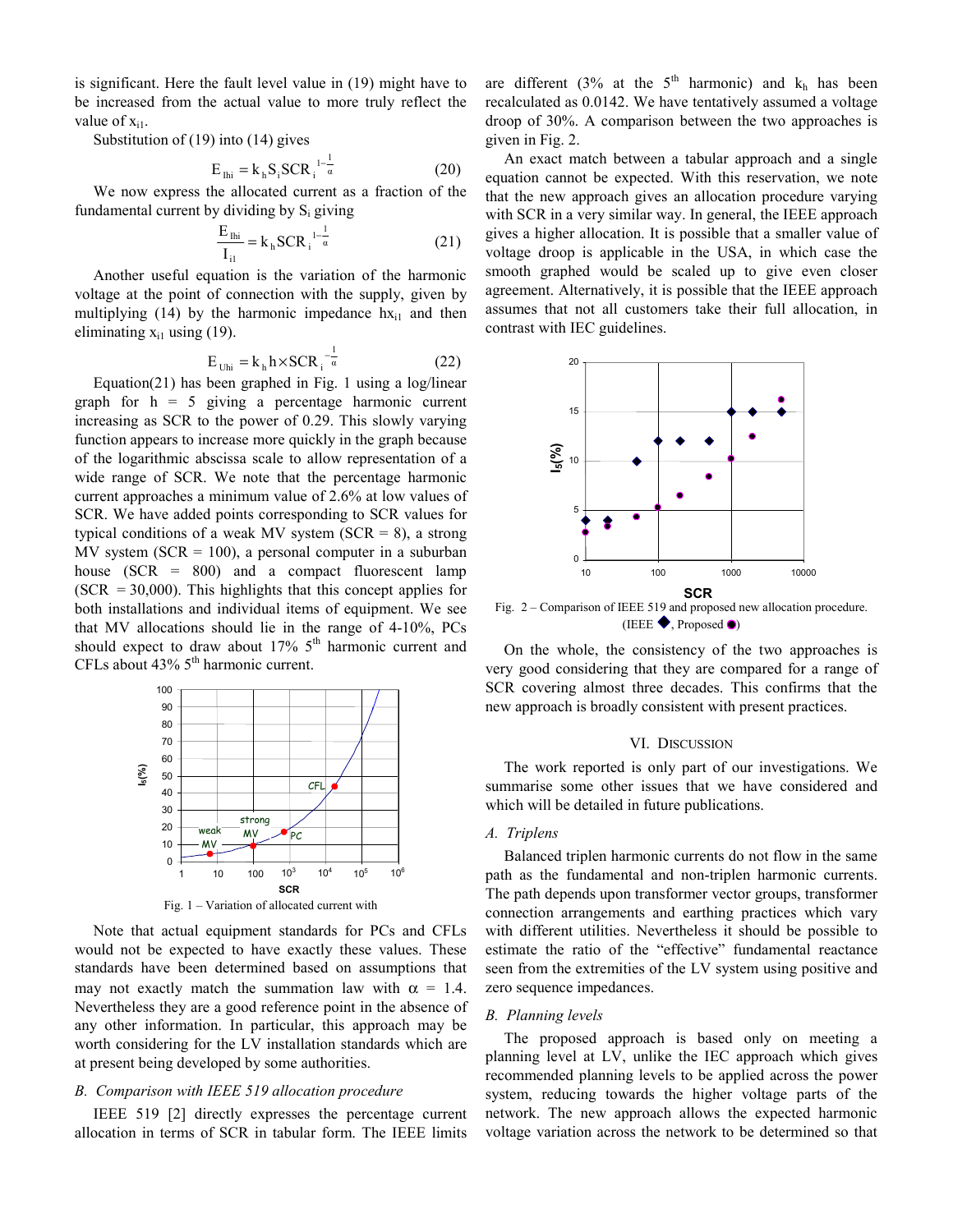is significant. Here the fault level value in (19) might have to be increased from the actual value to more truly reflect the value of $x_{i1}$.

Substitution of (19) into (14) gives

$$E_{Ihi} = k_h S_i SCR_i^{\,1-\frac{1}{\alpha}} \tag{20}$$

We now express the allocated current as a fraction of the fundamental current by dividing by $S_i$ giving

$$\frac{E_{Ihi}}{I_{i1}} = k_h SCR_i^{\,1-\frac{1}{\alpha}} \tag{21}$$

Another useful equation is the variation of the harmonic voltage at the point of connection with the supply, given by multiplying (14) by the harmonic impedance $hx_{i1}$ and then eliminating $x_{i1}$ using (19).

$$E_{Uhi} = k_h h \times SCR_i^{\,-\frac{1}{\alpha}} \tag{22}$$

Equation(21) has been graphed in Fig. 1 using a log/linear graph for h = 5 giving a percentage harmonic current increasing as SCR to the power of 0.29. This slowly varying function appears to increase more quickly in the graph because of the logarithmic abscissa scale to allow representation of a wide range of SCR. We note that the percentage harmonic current approaches a minimum value of 2.6% at low values of SCR. We have added points corresponding to SCR values for typical conditions of a weak MV system (SCR = 8), a strong MV system (SCR = 100), a personal computer in a suburban house (SCR = 800) and a compact fluorescent lamp (SCR = 30,000). This highlights that this concept applies for both installations and individual items of equipment. We see that MV allocations should lie in the range of 4-10%, PCs should expect to draw about 17% 5[th] harmonic current and CFLs about 43% 5[th] harmonic current.

Fig. 1 – Variation of allocated current with

Note that actual equipment standards for PCs and CFLs would not be expected to have exactly these values. These standards have been determined based on assumptions that may not exactly match the summation law with $\alpha$ = 1.4. Nevertheless they are a good reference point in the absence of any other information. In particular, this approach may be worth considering for the LV installation standards which are at present being developed by some authorities.

### B. Comparison with IEEE 519 allocation procedure

IEEE 519 [2] directly expresses the percentage current allocation in terms of SCR in tabular form. The IEEE limits are different (3% at the 5[th] harmonic) and $k_h$ has been recalculated as 0.0142. We have tentatively assumed a voltage droop of 30%. A comparison between the two approaches is given in Fig. 2.

An exact match between a tabular approach and a single equation cannot be expected. With this reservation, we note that the new approach gives an allocation procedure varying with SCR in a very similar way. In general, the IEEE approach gives a higher allocation. It is possible that a smaller value of voltage droop is applicable in the USA, in which case the smooth graphed would be scaled up to give even closer agreement. Alternatively, it is possible that the IEEE approach assumes that not all customers take their full allocation, in contrast with IEC guidelines.

Fig. 2 – Comparison of IEEE 519 and proposed new allocation procedure. (IEEE ◆, Proposed ●)

On the whole, the consistency of the two approaches is very good considering that they are compared for a range of SCR covering almost three decades. This confirms that the new approach is broadly consistent with present practices.

## VI. Discussion

The work reported is only part of our investigations. We summarise some other issues that we have considered and which will be detailed in future publications.

### A. Triplens

Balanced triplen harmonic currents do not flow in the same path as the fundamental and non-triplen harmonic currents. The path depends upon transformer vector groups, transformer connection arrangements and earthing practices which vary with different utilities. Nevertheless it should be possible to estimate the ratio of the "effective" fundamental reactance seen from the extremities of the LV system using positive and zero sequence impedances.

### B. Planning levels

The proposed approach is based only on meeting a planning level at LV, unlike the IEC approach which gives recommended planning levels to be applied across the power system, reducing towards the higher voltage parts of the network. The new approach allows the expected harmonic voltage variation across the network to be determined so that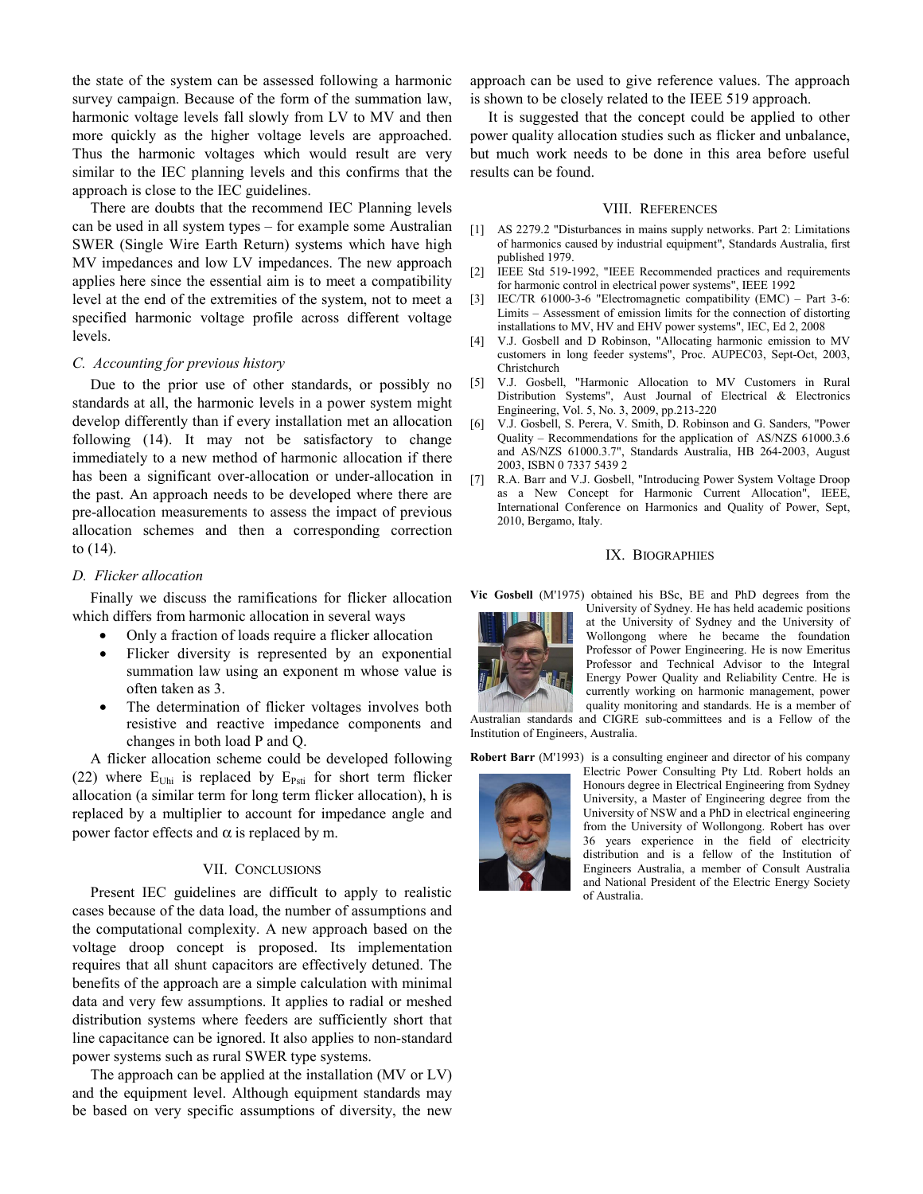the state of the system can be assessed following a harmonic survey campaign. Because of the form of the summation law, harmonic voltage levels fall slowly from LV to MV and then more quickly as the higher voltage levels are approached. Thus the harmonic voltages which would result are very similar to the IEC planning levels and this confirms that the approach is close to the IEC guidelines.

There are doubts that the recommend IEC Planning levels can be used in all system types – for example some Australian SWER (Single Wire Earth Return) systems which have high MV impedances and low LV impedances. The new approach applies here since the essential aim is to meet a compatibility level at the end of the extremities of the system, not to meet a specified harmonic voltage profile across different voltage levels.

### C. Accounting for previous history

Due to the prior use of other standards, or possibly no standards at all, the harmonic levels in a power system might develop differently than if every installation met an allocation following (14). It may not be satisfactory to change immediately to a new method of harmonic allocation if there has been a significant over-allocation or under-allocation in the past. An approach needs to be developed where there are pre-allocation measurements to assess the impact of previous allocation schemes and then a corresponding correction to (14).

### D. Flicker allocation

Finally we discuss the ramifications for flicker allocation which differs from harmonic allocation in several ways

- Only a fraction of loads require a flicker allocation
- Flicker diversity is represented by an exponential summation law using an exponent m whose value is often taken as 3.
- The determination of flicker voltages involves both resistive and reactive impedance components and changes in both load P and Q.

A flicker allocation scheme could be developed following (22) where $E_{Uhi}$ is replaced by $E_{Psti}$ for short term flicker allocation (a similar term for long term flicker allocation), h is replaced by a multiplier to account for impedance angle and power factor effects and $\alpha$ is replaced by m.

## VII. Conclusions

Present IEC guidelines are difficult to apply to realistic cases because of the data load, the number of assumptions and the computational complexity. A new approach based on the voltage droop concept is proposed. Its implementation requires that all shunt capacitors are effectively detuned. The benefits of the approach are a simple calculation with minimal data and very few assumptions. It applies to radial or meshed distribution systems where feeders are sufficiently short that line capacitance can be ignored. It also applies to non-standard power systems such as rural SWER type systems.

The approach can be applied at the installation (MV or LV) and the equipment level. Although equipment standards may be based on very specific assumptions of diversity, the new approach can be used to give reference values. The approach is shown to be closely related to the IEEE 519 approach.

It is suggested that the concept could be applied to other power quality allocation studies such as flicker and unbalance, but much work needs to be done in this area before useful results can be found.

## VIII. References

[1] AS 2279.2 "Disturbances in mains supply networks. Part 2: Limitations of harmonics caused by industrial equipment", Standards Australia, first published 1979.

[2] IEEE Std 519-1992, "IEEE Recommended practices and requirements for harmonic control in electrical power systems", IEEE 1992

[3] IEC/TR 61000-3-6 "Electromagnetic compatibility (EMC) – Part 3-6: Limits – Assessment of emission limits for the connection of distorting installations to MV, HV and EHV power systems", IEC, Ed 2, 2008

[4] V.J. Gosbell and D Robinson, "Allocating harmonic emission to MV customers in long feeder systems", Proc. AUPEC03, Sept-Oct, 2003, Christchurch

[5] V.J. Gosbell, "Harmonic Allocation to MV Customers in Rural Distribution Systems", Aust Journal of Electrical & Electronics Engineering, Vol. 5, No. 3, 2009, pp.213-220

[6] V.J. Gosbell, S. Perera, V. Smith, D. Robinson and G. Sanders, "Power Quality – Recommendations for the application of AS/NZS 61000.3.6 and AS/NZS 61000.3.7", Standards Australia, HB 264-2003, August 2003, ISBN 0 7337 5439 2

[7] R.A. Barr and V.J. Gosbell, "Introducing Power System Voltage Droop as a New Concept for Harmonic Current Allocation", IEEE, International Conference on Harmonics and Quality of Power, Sept, 2010, Bergamo, Italy.

## IX. Biographies

**Vic Gosbell** (M'1975) obtained his BSc, BE and PhD degrees from the University of Sydney. He has held academic positions at the University of Sydney and the University of Wollongong where he became the foundation Professor of Power Engineering. He is now Emeritus Professor and Technical Advisor to the Integral Energy Power Quality and Reliability Centre. He is currently working on harmonic management, power quality monitoring and standards. He is a member of Australian standards and CIGRE sub-committees and is a Fellow of the Institution of Engineers, Australia.

**Robert Barr** (M'1993) is a consulting engineer and director of his company Electric Power Consulting Pty Ltd. Robert holds an Honours degree in Electrical Engineering from Sydney University, a Master of Engineering degree from the University of NSW and a PhD in electrical engineering from the University of Wollongong. Robert has over 36 years experience in the field of electricity distribution and is a fellow of the Institution of Engineers Australia, a member of Consult Australia and National President of the Electric Energy Society of Australia.